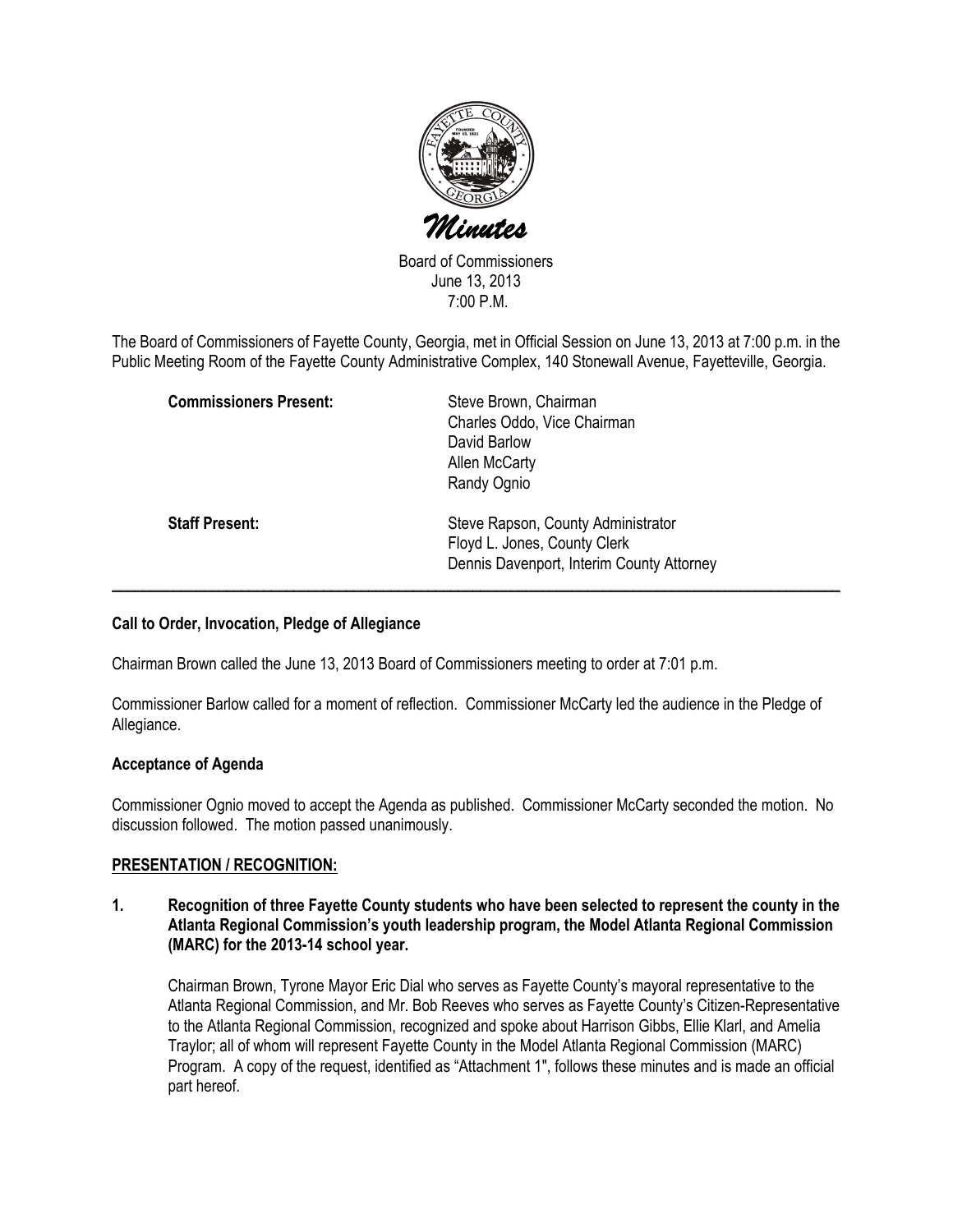# Minutes

Board of Commissioners
June 13, 2013
7:00 P.M.

The Board of Commissioners of Fayette County, Georgia, met in Official Session on June 13, 2013 at 7:00 p.m. in the Public Meeting Room of the Fayette County Administrative Complex, 140 Stonewall Avenue, Fayetteville, Georgia.

| | |
|---|---|
| **Commissioners Present:** | Steve Brown, Chairman<br>Charles Oddo, Vice Chairman<br>David Barlow<br>Allen McCarty<br>Randy Ognio |
| **Staff Present:** | Steve Rapson, County Administrator<br>Floyd L. Jones, County Clerk<br>Dennis Davenport, Interim County Attorney |

---

**Call to Order, Invocation, Pledge of Allegiance**

Chairman Brown called the June 13, 2013 Board of Commissioners meeting to order at 7:01 p.m.

Commissioner Barlow called for a moment of reflection. Commissioner McCarty led the audience in the Pledge of Allegiance.

**Acceptance of Agenda**

Commissioner Ognio moved to accept the Agenda as published. Commissioner McCarty seconded the motion. No discussion followed. The motion passed unanimously.

**PRESENTATION / RECOGNITION:**

**1. Recognition of three Fayette County students who have been selected to represent the county in the Atlanta Regional Commission's youth leadership program, the Model Atlanta Regional Commission (MARC) for the 2013-14 school year.**

Chairman Brown, Tyrone Mayor Eric Dial who serves as Fayette County's mayoral representative to the Atlanta Regional Commission, and Mr. Bob Reeves who serves as Fayette County's Citizen-Representative to the Atlanta Regional Commission, recognized and spoke about Harrison Gibbs, Ellie Klarl, and Amelia Traylor; all of whom will represent Fayette County in the Model Atlanta Regional Commission (MARC) Program. A copy of the request, identified as "Attachment 1", follows these minutes and is made an official part hereof.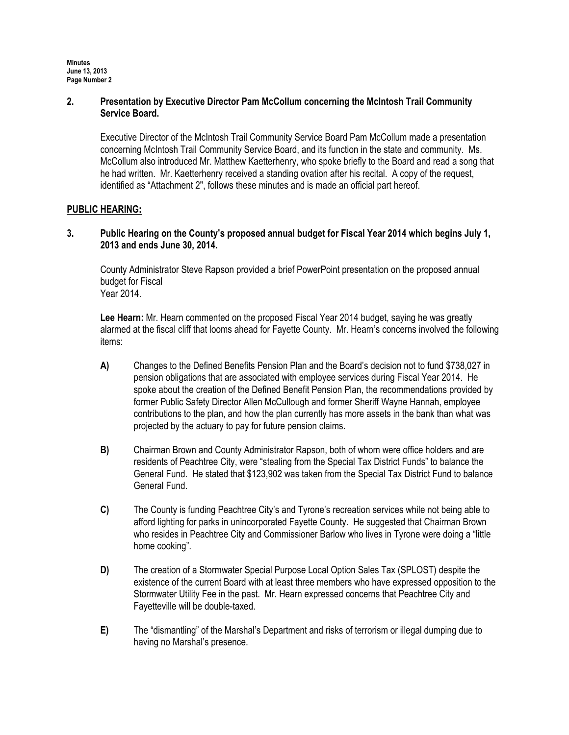**2. Presentation by Executive Director Pam McCollum concerning the McIntosh Trail Community Service Board.**

Executive Director of the McIntosh Trail Community Service Board Pam McCollum made a presentation concerning McIntosh Trail Community Service Board, and its function in the state and community. Ms. McCollum also introduced Mr. Matthew Kaetterhenry, who spoke briefly to the Board and read a song that he had written. Mr. Kaetterhenry received a standing ovation after his recital. A copy of the request, identified as "Attachment 2", follows these minutes and is made an official part hereof.

## PUBLIC HEARING:

**3. Public Hearing on the County's proposed annual budget for Fiscal Year 2014 which begins July 1, 2013 and ends June 30, 2014.**

County Administrator Steve Rapson provided a brief PowerPoint presentation on the proposed annual budget for Fiscal Year 2014.

**Lee Hearn:** Mr. Hearn commented on the proposed Fiscal Year 2014 budget, saying he was greatly alarmed at the fiscal cliff that looms ahead for Fayette County. Mr. Hearn's concerns involved the following items:

**A)** Changes to the Defined Benefits Pension Plan and the Board's decision not to fund $738,027 in pension obligations that are associated with employee services during Fiscal Year 2014. He spoke about the creation of the Defined Benefit Pension Plan, the recommendations provided by former Public Safety Director Allen McCullough and former Sheriff Wayne Hannah, employee contributions to the plan, and how the plan currently has more assets in the bank than what was projected by the actuary to pay for future pension claims.

**B)** Chairman Brown and County Administrator Rapson, both of whom were office holders and are residents of Peachtree City, were "stealing from the Special Tax District Funds" to balance the General Fund. He stated that $123,902 was taken from the Special Tax District Fund to balance General Fund.

**C)** The County is funding Peachtree City's and Tyrone's recreation services while not being able to afford lighting for parks in unincorporated Fayette County. He suggested that Chairman Brown who resides in Peachtree City and Commissioner Barlow who lives in Tyrone were doing a "little home cooking".

**D)** The creation of a Stormwater Special Purpose Local Option Sales Tax (SPLOST) despite the existence of the current Board with at least three members who have expressed opposition to the Stormwater Utility Fee in the past. Mr. Hearn expressed concerns that Peachtree City and Fayetteville will be double-taxed.

**E)** The "dismantling" of the Marshal's Department and risks of terrorism or illegal dumping due to having no Marshal's presence.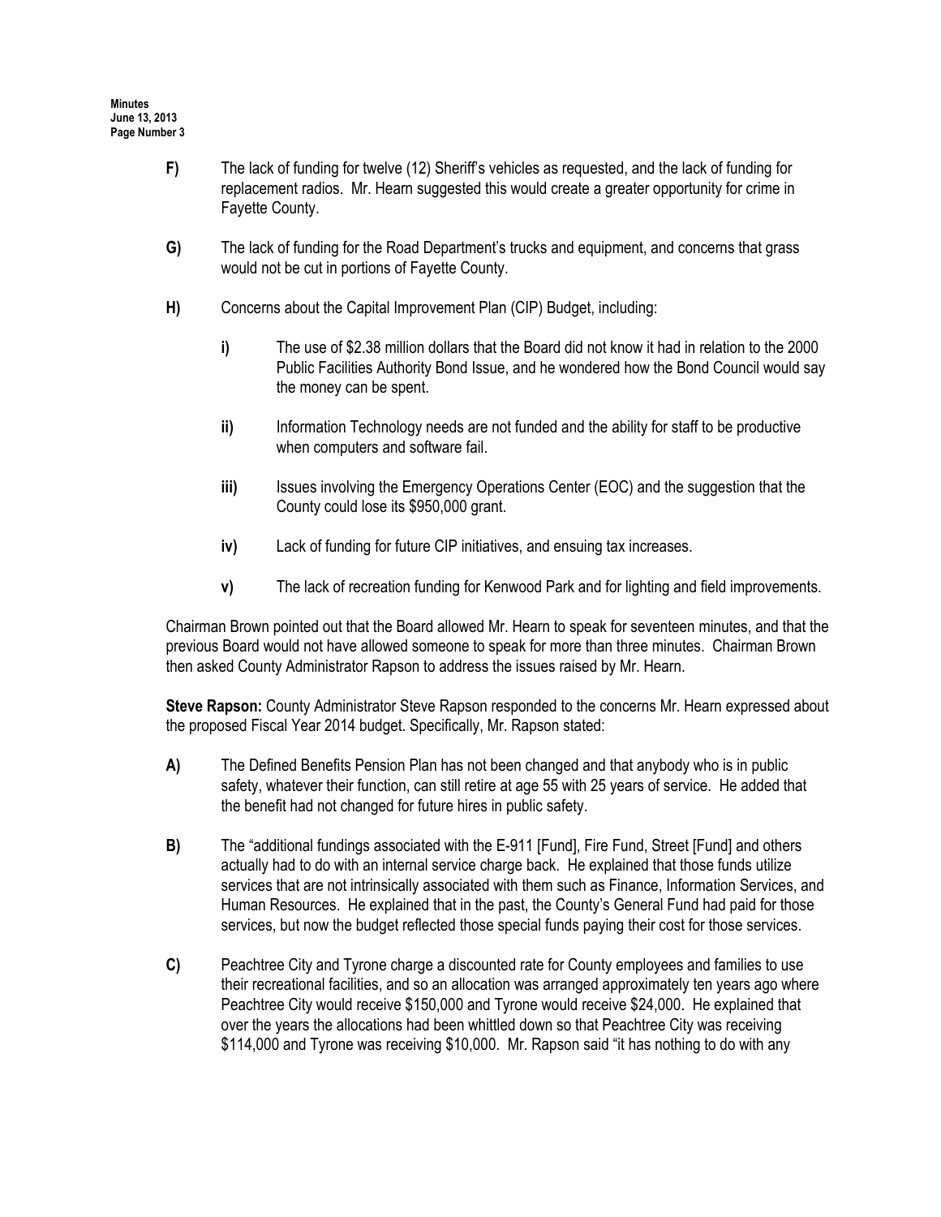**F)** The lack of funding for twelve (12) Sheriff's vehicles as requested, and the lack of funding for replacement radios. Mr. Hearn suggested this would create a greater opportunity for crime in Fayette County.

**G)** The lack of funding for the Road Department's trucks and equipment, and concerns that grass would not be cut in portions of Fayette County.

**H)** Concerns about the Capital Improvement Plan (CIP) Budget, including:

- **i)** The use of $2.38 million dollars that the Board did not know it had in relation to the 2000 Public Facilities Authority Bond Issue, and he wondered how the Bond Council would say the money can be spent.
- **ii)** Information Technology needs are not funded and the ability for staff to be productive when computers and software fail.
- **iii)** Issues involving the Emergency Operations Center (EOC) and the suggestion that the County could lose its $950,000 grant.
- **iv)** Lack of funding for future CIP initiatives, and ensuing tax increases.
- **v)** The lack of recreation funding for Kenwood Park and for lighting and field improvements.

Chairman Brown pointed out that the Board allowed Mr. Hearn to speak for seventeen minutes, and that the previous Board would not have allowed someone to speak for more than three minutes. Chairman Brown then asked County Administrator Rapson to address the issues raised by Mr. Hearn.

**Steve Rapson:** County Administrator Steve Rapson responded to the concerns Mr. Hearn expressed about the proposed Fiscal Year 2014 budget. Specifically, Mr. Rapson stated:

**A)** The Defined Benefits Pension Plan has not been changed and that anybody who is in public safety, whatever their function, can still retire at age 55 with 25 years of service. He added that the benefit had not changed for future hires in public safety.

**B)** The "additional fundings associated with the E-911 [Fund], Fire Fund, Street [Fund] and others actually had to do with an internal service charge back. He explained that those funds utilize services that are not intrinsically associated with them such as Finance, Information Services, and Human Resources. He explained that in the past, the County's General Fund had paid for those services, but now the budget reflected those special funds paying their cost for those services.

**C)** Peachtree City and Tyrone charge a discounted rate for County employees and families to use their recreational facilities, and so an allocation was arranged approximately ten years ago where Peachtree City would receive $150,000 and Tyrone would receive $24,000. He explained that over the years the allocations had been whittled down so that Peachtree City was receiving $114,000 and Tyrone was receiving $10,000. Mr. Rapson said "it has nothing to do with any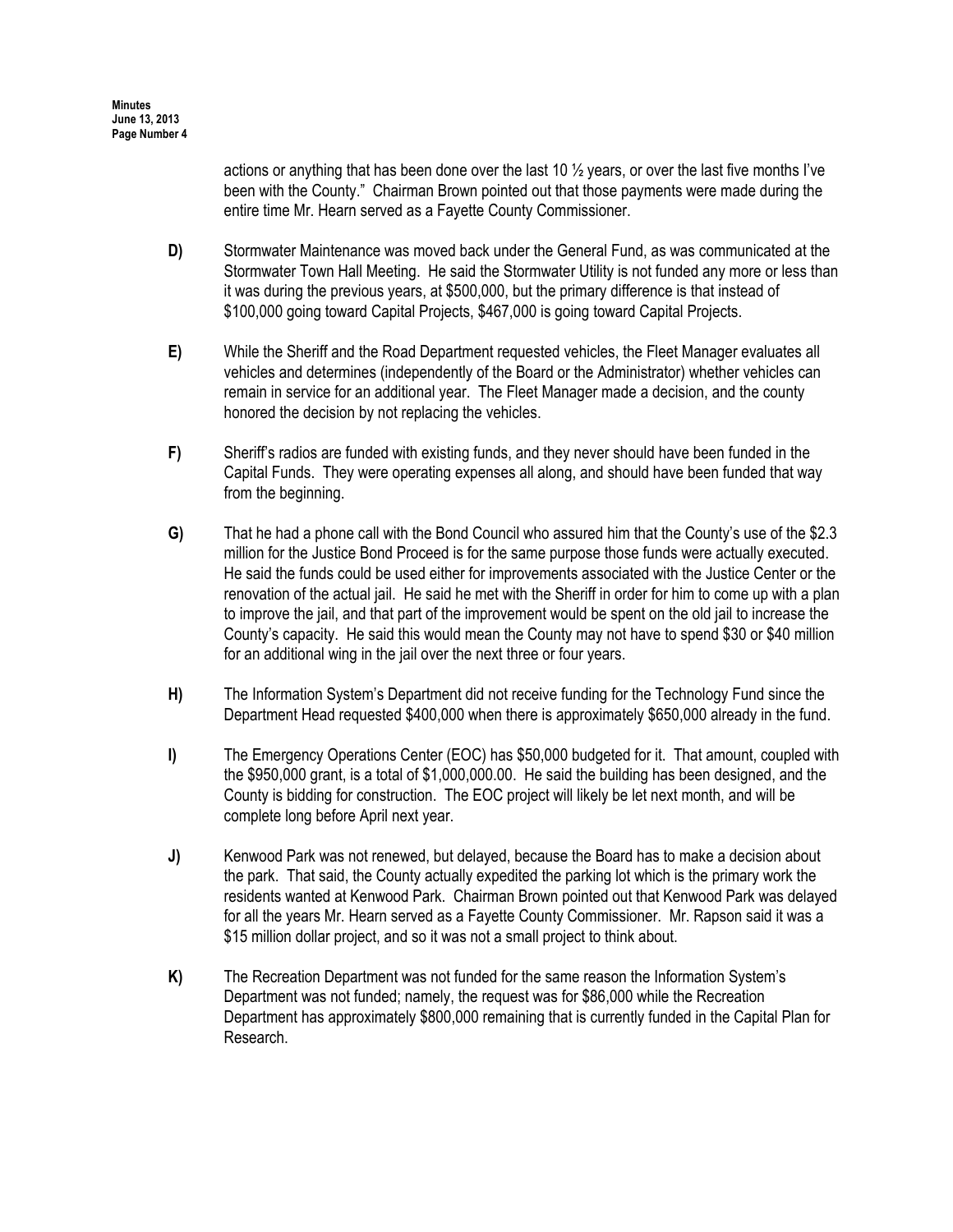actions or anything that has been done over the last 10 ½ years, or over the last five months I've been with the County." Chairman Brown pointed out that those payments were made during the entire time Mr. Hearn served as a Fayette County Commissioner.

**D)** Stormwater Maintenance was moved back under the General Fund, as was communicated at the Stormwater Town Hall Meeting. He said the Stormwater Utility is not funded any more or less than it was during the previous years, at $500,000, but the primary difference is that instead of $100,000 going toward Capital Projects, $467,000 is going toward Capital Projects.

**E)** While the Sheriff and the Road Department requested vehicles, the Fleet Manager evaluates all vehicles and determines (independently of the Board or the Administrator) whether vehicles can remain in service for an additional year. The Fleet Manager made a decision, and the county honored the decision by not replacing the vehicles.

**F)** Sheriff's radios are funded with existing funds, and they never should have been funded in the Capital Funds. They were operating expenses all along, and should have been funded that way from the beginning.

**G)** That he had a phone call with the Bond Council who assured him that the County's use of the $2.3 million for the Justice Bond Proceed is for the same purpose those funds were actually executed. He said the funds could be used either for improvements associated with the Justice Center or the renovation of the actual jail. He said he met with the Sheriff in order for him to come up with a plan to improve the jail, and that part of the improvement would be spent on the old jail to increase the County's capacity. He said this would mean the County may not have to spend $30 or $40 million for an additional wing in the jail over the next three or four years.

**H)** The Information System's Department did not receive funding for the Technology Fund since the Department Head requested $400,000 when there is approximately $650,000 already in the fund.

**I)** The Emergency Operations Center (EOC) has $50,000 budgeted for it. That amount, coupled with the $950,000 grant, is a total of $1,000,000.00. He said the building has been designed, and the County is bidding for construction. The EOC project will likely be let next month, and will be complete long before April next year.

**J)** Kenwood Park was not renewed, but delayed, because the Board has to make a decision about the park. That said, the County actually expedited the parking lot which is the primary work the residents wanted at Kenwood Park. Chairman Brown pointed out that Kenwood Park was delayed for all the years Mr. Hearn served as a Fayette County Commissioner. Mr. Rapson said it was a $15 million dollar project, and so it was not a small project to think about.

**K)** The Recreation Department was not funded for the same reason the Information System's Department was not funded; namely, the request was for $86,000 while the Recreation Department has approximately $800,000 remaining that is currently funded in the Capital Plan for Research.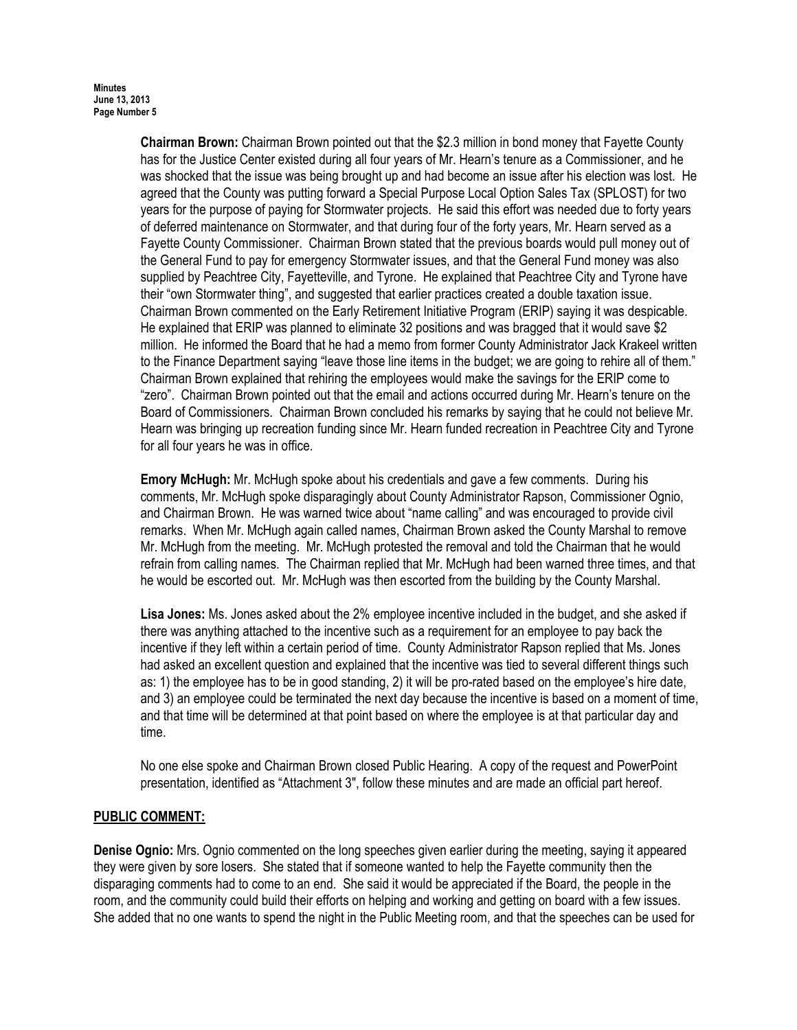**Chairman Brown:** Chairman Brown pointed out that the $2.3 million in bond money that Fayette County has for the Justice Center existed during all four years of Mr. Hearn's tenure as a Commissioner, and he was shocked that the issue was being brought up and had become an issue after his election was lost. He agreed that the County was putting forward a Special Purpose Local Option Sales Tax (SPLOST) for two years for the purpose of paying for Stormwater projects. He said this effort was needed due to forty years of deferred maintenance on Stormwater, and that during four of the forty years, Mr. Hearn served as a Fayette County Commissioner. Chairman Brown stated that the previous boards would pull money out of the General Fund to pay for emergency Stormwater issues, and that the General Fund money was also supplied by Peachtree City, Fayetteville, and Tyrone. He explained that Peachtree City and Tyrone have their "own Stormwater thing", and suggested that earlier practices created a double taxation issue. Chairman Brown commented on the Early Retirement Initiative Program (ERIP) saying it was despicable. He explained that ERIP was planned to eliminate 32 positions and was bragged that it would save $2 million. He informed the Board that he had a memo from former County Administrator Jack Krakeel written to the Finance Department saying "leave those line items in the budget; we are going to rehire all of them." Chairman Brown explained that rehiring the employees would make the savings for the ERIP come to "zero". Chairman Brown pointed out that the email and actions occurred during Mr. Hearn's tenure on the Board of Commissioners. Chairman Brown concluded his remarks by saying that he could not believe Mr. Hearn was bringing up recreation funding since Mr. Hearn funded recreation in Peachtree City and Tyrone for all four years he was in office.

**Emory McHugh:** Mr. McHugh spoke about his credentials and gave a few comments. During his comments, Mr. McHugh spoke disparagingly about County Administrator Rapson, Commissioner Ognio, and Chairman Brown. He was warned twice about "name calling" and was encouraged to provide civil remarks. When Mr. McHugh again called names, Chairman Brown asked the County Marshal to remove Mr. McHugh from the meeting. Mr. McHugh protested the removal and told the Chairman that he would refrain from calling names. The Chairman replied that Mr. McHugh had been warned three times, and that he would be escorted out. Mr. McHugh was then escorted from the building by the County Marshal.

**Lisa Jones:** Ms. Jones asked about the 2% employee incentive included in the budget, and she asked if there was anything attached to the incentive such as a requirement for an employee to pay back the incentive if they left within a certain period of time. County Administrator Rapson replied that Ms. Jones had asked an excellent question and explained that the incentive was tied to several different things such as: 1) the employee has to be in good standing, 2) it will be pro-rated based on the employee's hire date, and 3) an employee could be terminated the next day because the incentive is based on a moment of time, and that time will be determined at that point based on where the employee is at that particular day and time.

No one else spoke and Chairman Brown closed Public Hearing. A copy of the request and PowerPoint presentation, identified as "Attachment 3", follow these minutes and are made an official part hereof.

## PUBLIC COMMENT:

**Denise Ognio:** Mrs. Ognio commented on the long speeches given earlier during the meeting, saying it appeared they were given by sore losers. She stated that if someone wanted to help the Fayette community then the disparaging comments had to come to an end. She said it would be appreciated if the Board, the people in the room, and the community could build their efforts on helping and working and getting on board with a few issues. She added that no one wants to spend the night in the Public Meeting room, and that the speeches can be used for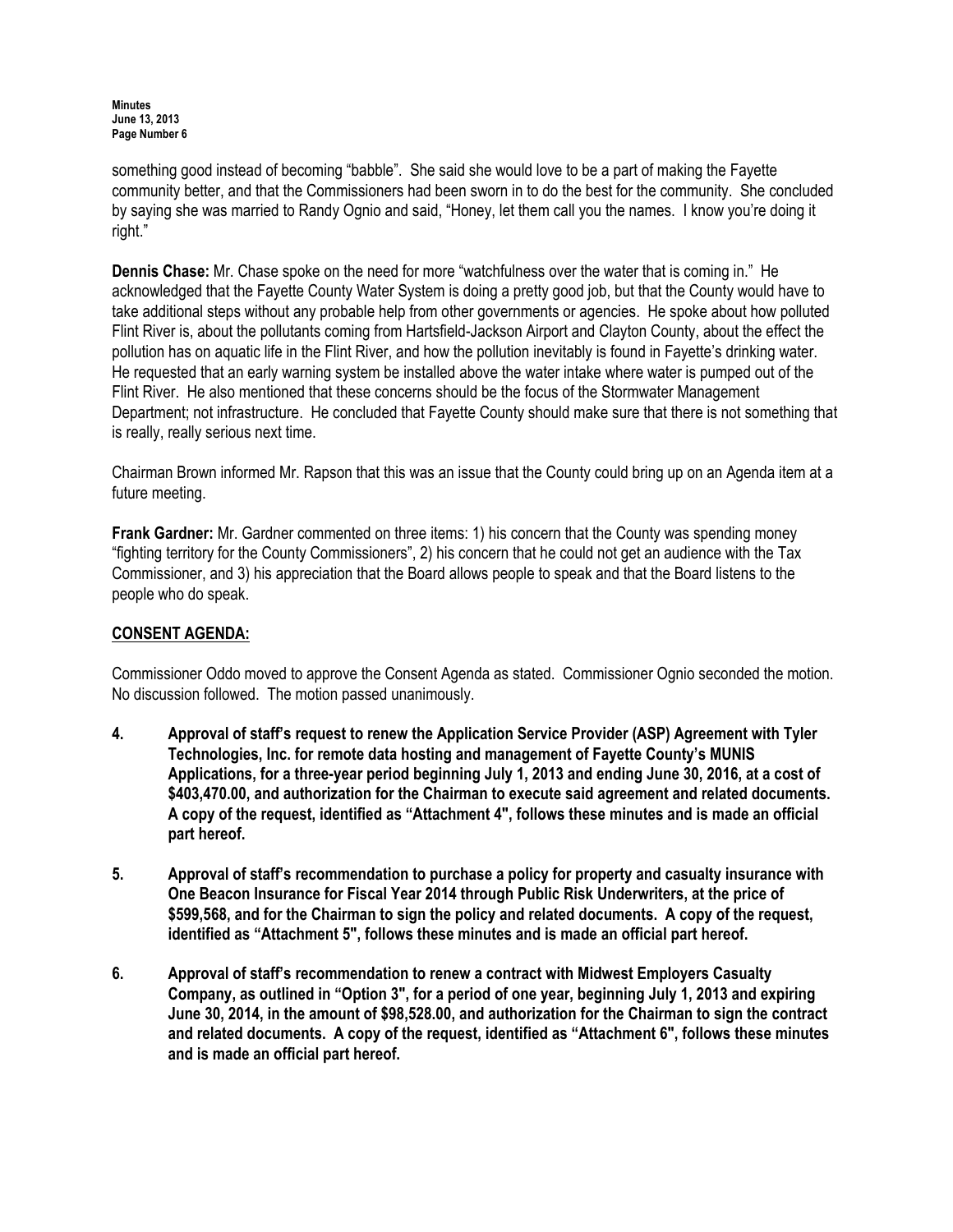something good instead of becoming "babble". She said she would love to be a part of making the Fayette community better, and that the Commissioners had been sworn in to do the best for the community. She concluded by saying she was married to Randy Ognio and said, "Honey, let them call you the names. I know you're doing it right."

**Dennis Chase:** Mr. Chase spoke on the need for more "watchfulness over the water that is coming in." He acknowledged that the Fayette County Water System is doing a pretty good job, but that the County would have to take additional steps without any probable help from other governments or agencies. He spoke about how polluted Flint River is, about the pollutants coming from Hartsfield-Jackson Airport and Clayton County, about the effect the pollution has on aquatic life in the Flint River, and how the pollution inevitably is found in Fayette's drinking water. He requested that an early warning system be installed above the water intake where water is pumped out of the Flint River. He also mentioned that these concerns should be the focus of the Stormwater Management Department; not infrastructure. He concluded that Fayette County should make sure that there is not something that is really, really serious next time.

Chairman Brown informed Mr. Rapson that this was an issue that the County could bring up on an Agenda item at a future meeting.

**Frank Gardner:** Mr. Gardner commented on three items: 1) his concern that the County was spending money "fighting territory for the County Commissioners", 2) his concern that he could not get an audience with the Tax Commissioner, and 3) his appreciation that the Board allows people to speak and that the Board listens to the people who do speak.

## CONSENT AGENDA:

Commissioner Oddo moved to approve the Consent Agenda as stated. Commissioner Ognio seconded the motion. No discussion followed. The motion passed unanimously.

**4. Approval of staff's request to renew the Application Service Provider (ASP) Agreement with Tyler Technologies, Inc. for remote data hosting and management of Fayette County's MUNIS Applications, for a three-year period beginning July 1, 2013 and ending June 30, 2016, at a cost of $403,470.00, and authorization for the Chairman to execute said agreement and related documents. A copy of the request, identified as "Attachment 4", follows these minutes and is made an official part hereof.**

**5. Approval of staff's recommendation to purchase a policy for property and casualty insurance with One Beacon Insurance for Fiscal Year 2014 through Public Risk Underwriters, at the price of $599,568, and for the Chairman to sign the policy and related documents. A copy of the request, identified as "Attachment 5", follows these minutes and is made an official part hereof.**

**6. Approval of staff's recommendation to renew a contract with Midwest Employers Casualty Company, as outlined in "Option 3", for a period of one year, beginning July 1, 2013 and expiring June 30, 2014, in the amount of $98,528.00, and authorization for the Chairman to sign the contract and related documents. A copy of the request, identified as "Attachment 6", follows these minutes and is made an official part hereof.**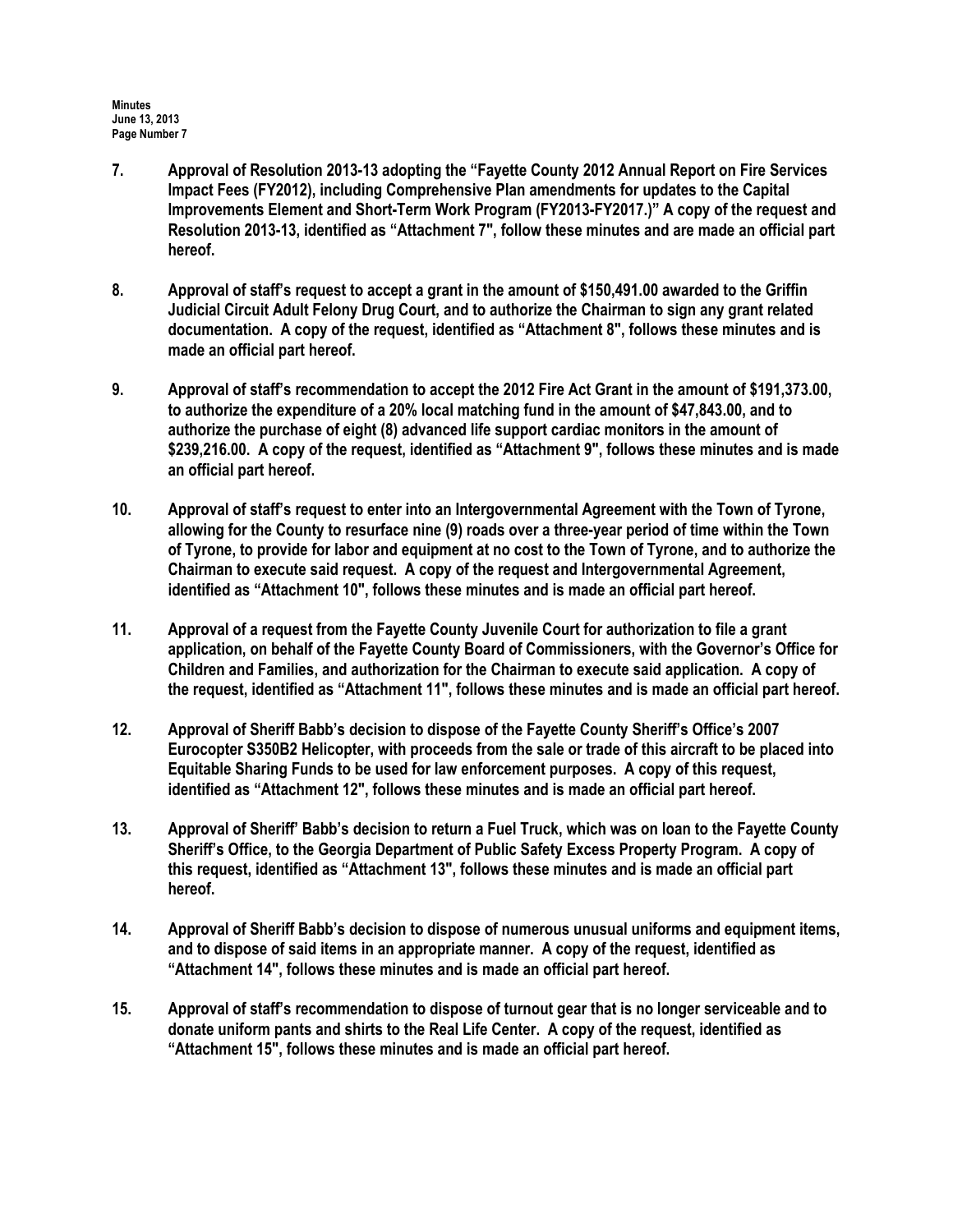**7. Approval of Resolution 2013-13 adopting the "Fayette County 2012 Annual Report on Fire Services Impact Fees (FY2012), including Comprehensive Plan amendments for updates to the Capital Improvements Element and Short-Term Work Program (FY2013-FY2017.)" A copy of the request and Resolution 2013-13, identified as "Attachment 7", follow these minutes and are made an official part hereof.**

**8. Approval of staff's request to accept a grant in the amount of $150,491.00 awarded to the Griffin Judicial Circuit Adult Felony Drug Court, and to authorize the Chairman to sign any grant related documentation. A copy of the request, identified as "Attachment 8", follows these minutes and is made an official part hereof.**

**9. Approval of staff's recommendation to accept the 2012 Fire Act Grant in the amount of $191,373.00, to authorize the expenditure of a 20% local matching fund in the amount of $47,843.00, and to authorize the purchase of eight (8) advanced life support cardiac monitors in the amount of $239,216.00. A copy of the request, identified as "Attachment 9", follows these minutes and is made an official part hereof.**

**10. Approval of staff's request to enter into an Intergovernmental Agreement with the Town of Tyrone, allowing for the County to resurface nine (9) roads over a three-year period of time within the Town of Tyrone, to provide for labor and equipment at no cost to the Town of Tyrone, and to authorize the Chairman to execute said request. A copy of the request and Intergovernmental Agreement, identified as "Attachment 10", follows these minutes and is made an official part hereof.**

**11. Approval of a request from the Fayette County Juvenile Court for authorization to file a grant application, on behalf of the Fayette County Board of Commissioners, with the Governor's Office for Children and Families, and authorization for the Chairman to execute said application. A copy of the request, identified as "Attachment 11", follows these minutes and is made an official part hereof.**

**12. Approval of Sheriff Babb's decision to dispose of the Fayette County Sheriff's Office's 2007 Eurocopter S350B2 Helicopter, with proceeds from the sale or trade of this aircraft to be placed into Equitable Sharing Funds to be used for law enforcement purposes. A copy of this request, identified as "Attachment 12", follows these minutes and is made an official part hereof.**

**13. Approval of Sheriff' Babb's decision to return a Fuel Truck, which was on loan to the Fayette County Sheriff's Office, to the Georgia Department of Public Safety Excess Property Program. A copy of this request, identified as "Attachment 13", follows these minutes and is made an official part hereof.**

**14. Approval of Sheriff Babb's decision to dispose of numerous unusual uniforms and equipment items, and to dispose of said items in an appropriate manner. A copy of the request, identified as "Attachment 14", follows these minutes and is made an official part hereof.**

**15. Approval of staff's recommendation to dispose of turnout gear that is no longer serviceable and to donate uniform pants and shirts to the Real Life Center. A copy of the request, identified as "Attachment 15", follows these minutes and is made an official part hereof.**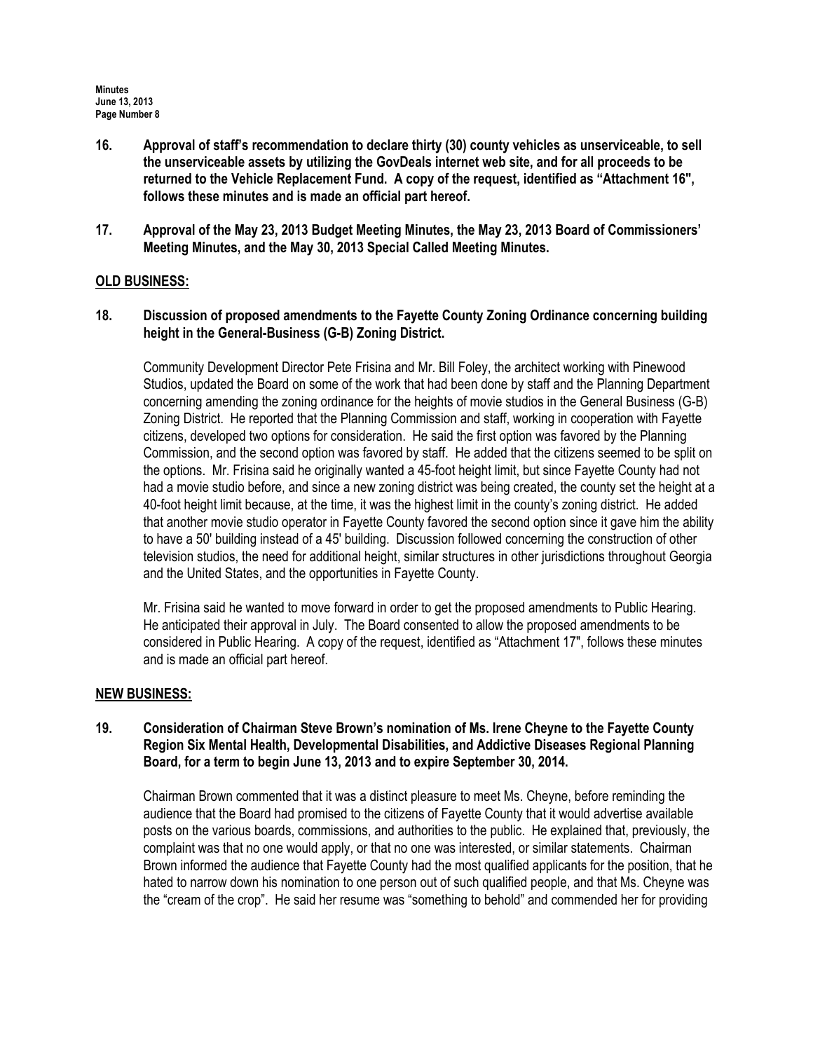**16. Approval of staff's recommendation to declare thirty (30) county vehicles as unserviceable, to sell the unserviceable assets by utilizing the GovDeals internet web site, and for all proceeds to be returned to the Vehicle Replacement Fund. A copy of the request, identified as "Attachment 16", follows these minutes and is made an official part hereof.**

**17. Approval of the May 23, 2013 Budget Meeting Minutes, the May 23, 2013 Board of Commissioners' Meeting Minutes, and the May 30, 2013 Special Called Meeting Minutes.**

## OLD BUSINESS:

**18. Discussion of proposed amendments to the Fayette County Zoning Ordinance concerning building height in the General-Business (G-B) Zoning District.**

Community Development Director Pete Frisina and Mr. Bill Foley, the architect working with Pinewood Studios, updated the Board on some of the work that had been done by staff and the Planning Department concerning amending the zoning ordinance for the heights of movie studios in the General Business (G-B) Zoning District. He reported that the Planning Commission and staff, working in cooperation with Fayette citizens, developed two options for consideration. He said the first option was favored by the Planning Commission, and the second option was favored by staff. He added that the citizens seemed to be split on the options. Mr. Frisina said he originally wanted a 45-foot height limit, but since Fayette County had not had a movie studio before, and since a new zoning district was being created, the county set the height at a 40-foot height limit because, at the time, it was the highest limit in the county's zoning district. He added that another movie studio operator in Fayette County favored the second option since it gave him the ability to have a 50' building instead of a 45' building. Discussion followed concerning the construction of other television studios, the need for additional height, similar structures in other jurisdictions throughout Georgia and the United States, and the opportunities in Fayette County.

Mr. Frisina said he wanted to move forward in order to get the proposed amendments to Public Hearing. He anticipated their approval in July. The Board consented to allow the proposed amendments to be considered in Public Hearing. A copy of the request, identified as "Attachment 17", follows these minutes and is made an official part hereof.

## NEW BUSINESS:

**19. Consideration of Chairman Steve Brown's nomination of Ms. Irene Cheyne to the Fayette County Region Six Mental Health, Developmental Disabilities, and Addictive Diseases Regional Planning Board, for a term to begin June 13, 2013 and to expire September 30, 2014.**

Chairman Brown commented that it was a distinct pleasure to meet Ms. Cheyne, before reminding the audience that the Board had promised to the citizens of Fayette County that it would advertise available posts on the various boards, commissions, and authorities to the public. He explained that, previously, the complaint was that no one would apply, or that no one was interested, or similar statements. Chairman Brown informed the audience that Fayette County had the most qualified applicants for the position, that he hated to narrow down his nomination to one person out of such qualified people, and that Ms. Cheyne was the "cream of the crop". He said her resume was "something to behold" and commended her for providing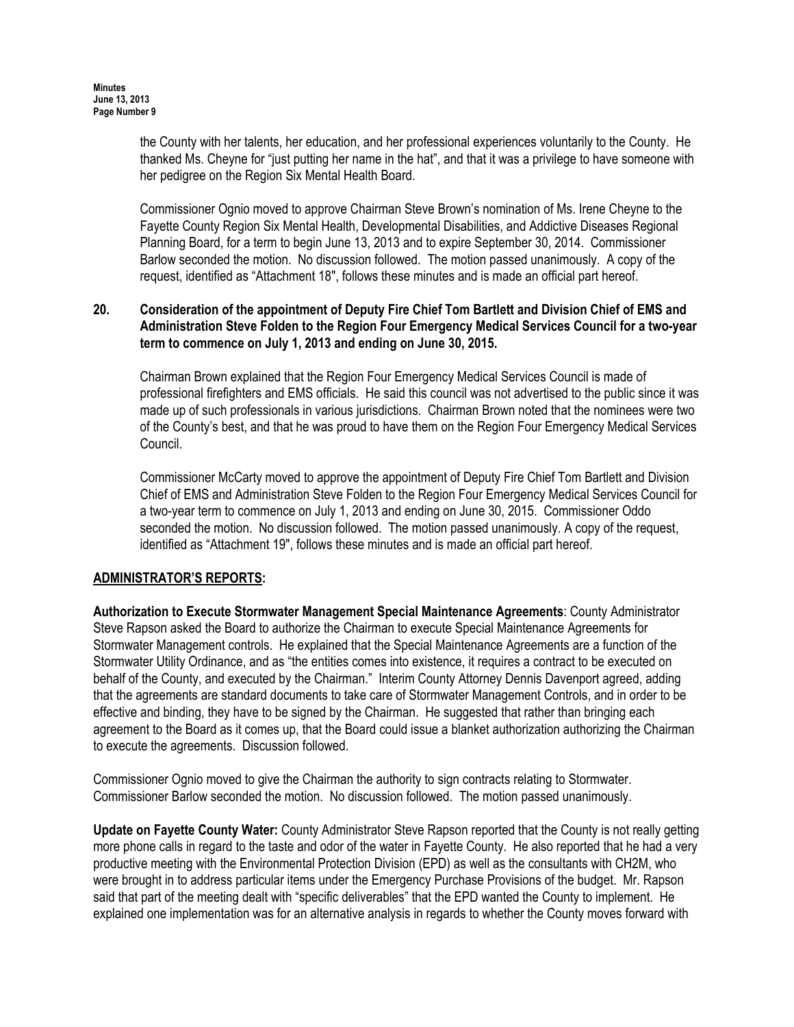the County with her talents, her education, and her professional experiences voluntarily to the County. He thanked Ms. Cheyne for "just putting her name in the hat", and that it was a privilege to have someone with her pedigree on the Region Six Mental Health Board.

Commissioner Ognio moved to approve Chairman Steve Brown's nomination of Ms. Irene Cheyne to the Fayette County Region Six Mental Health, Developmental Disabilities, and Addictive Diseases Regional Planning Board, for a term to begin June 13, 2013 and to expire September 30, 2014. Commissioner Barlow seconded the motion. No discussion followed. The motion passed unanimously. A copy of the request, identified as "Attachment 18", follows these minutes and is made an official part hereof.

**20. Consideration of the appointment of Deputy Fire Chief Tom Bartlett and Division Chief of EMS and Administration Steve Folden to the Region Four Emergency Medical Services Council for a two-year term to commence on July 1, 2013 and ending on June 30, 2015.**

Chairman Brown explained that the Region Four Emergency Medical Services Council is made of professional firefighters and EMS officials. He said this council was not advertised to the public since it was made up of such professionals in various jurisdictions. Chairman Brown noted that the nominees were two of the County's best, and that he was proud to have them on the Region Four Emergency Medical Services Council.

Commissioner McCarty moved to approve the appointment of Deputy Fire Chief Tom Bartlett and Division Chief of EMS and Administration Steve Folden to the Region Four Emergency Medical Services Council for a two-year term to commence on July 1, 2013 and ending on June 30, 2015. Commissioner Oddo seconded the motion. No discussion followed. The motion passed unanimously. A copy of the request, identified as "Attachment 19", follows these minutes and is made an official part hereof.

**ADMINISTRATOR'S REPORTS:**

**Authorization to Execute Stormwater Management Special Maintenance Agreements**: County Administrator Steve Rapson asked the Board to authorize the Chairman to execute Special Maintenance Agreements for Stormwater Management controls. He explained that the Special Maintenance Agreements are a function of the Stormwater Utility Ordinance, and as "the entities comes into existence, it requires a contract to be executed on behalf of the County, and executed by the Chairman." Interim County Attorney Dennis Davenport agreed, adding that the agreements are standard documents to take care of Stormwater Management Controls, and in order to be effective and binding, they have to be signed by the Chairman. He suggested that rather than bringing each agreement to the Board as it comes up, that the Board could issue a blanket authorization authorizing the Chairman to execute the agreements. Discussion followed.

Commissioner Ognio moved to give the Chairman the authority to sign contracts relating to Stormwater. Commissioner Barlow seconded the motion. No discussion followed. The motion passed unanimously.

**Update on Fayette County Water:** County Administrator Steve Rapson reported that the County is not really getting more phone calls in regard to the taste and odor of the water in Fayette County. He also reported that he had a very productive meeting with the Environmental Protection Division (EPD) as well as the consultants with CH2M, who were brought in to address particular items under the Emergency Purchase Provisions of the budget. Mr. Rapson said that part of the meeting dealt with "specific deliverables" that the EPD wanted the County to implement. He explained one implementation was for an alternative analysis in regards to whether the County moves forward with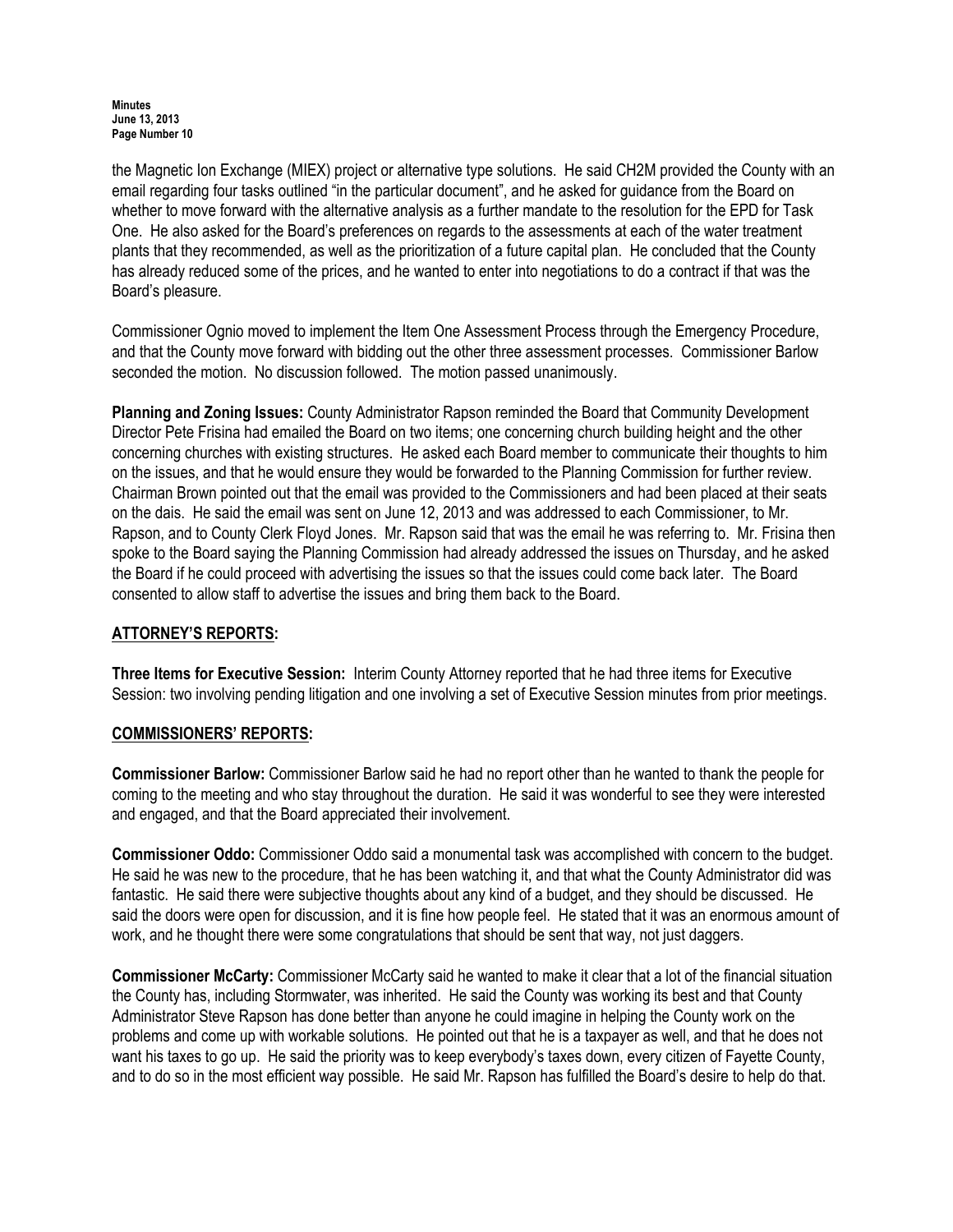the Magnetic Ion Exchange (MIEX) project or alternative type solutions. He said CH2M provided the County with an email regarding four tasks outlined "in the particular document", and he asked for guidance from the Board on whether to move forward with the alternative analysis as a further mandate to the resolution for the EPD for Task One. He also asked for the Board's preferences on regards to the assessments at each of the water treatment plants that they recommended, as well as the prioritization of a future capital plan. He concluded that the County has already reduced some of the prices, and he wanted to enter into negotiations to do a contract if that was the Board's pleasure.

Commissioner Ognio moved to implement the Item One Assessment Process through the Emergency Procedure, and that the County move forward with bidding out the other three assessment processes. Commissioner Barlow seconded the motion. No discussion followed. The motion passed unanimously.

**Planning and Zoning Issues:** County Administrator Rapson reminded the Board that Community Development Director Pete Frisina had emailed the Board on two items; one concerning church building height and the other concerning churches with existing structures. He asked each Board member to communicate their thoughts to him on the issues, and that he would ensure they would be forwarded to the Planning Commission for further review. Chairman Brown pointed out that the email was provided to the Commissioners and had been placed at their seats on the dais. He said the email was sent on June 12, 2013 and was addressed to each Commissioner, to Mr. Rapson, and to County Clerk Floyd Jones. Mr. Rapson said that was the email he was referring to. Mr. Frisina then spoke to the Board saying the Planning Commission had already addressed the issues on Thursday, and he asked the Board if he could proceed with advertising the issues so that the issues could come back later. The Board consented to allow staff to advertise the issues and bring them back to the Board.

## ATTORNEY'S REPORTS:

**Three Items for Executive Session:** Interim County Attorney reported that he had three items for Executive Session: two involving pending litigation and one involving a set of Executive Session minutes from prior meetings.

## COMMISSIONERS' REPORTS:

**Commissioner Barlow:** Commissioner Barlow said he had no report other than he wanted to thank the people for coming to the meeting and who stay throughout the duration. He said it was wonderful to see they were interested and engaged, and that the Board appreciated their involvement.

**Commissioner Oddo:** Commissioner Oddo said a monumental task was accomplished with concern to the budget. He said he was new to the procedure, that he has been watching it, and that what the County Administrator did was fantastic. He said there were subjective thoughts about any kind of a budget, and they should be discussed. He said the doors were open for discussion, and it is fine how people feel. He stated that it was an enormous amount of work, and he thought there were some congratulations that should be sent that way, not just daggers.

**Commissioner McCarty:** Commissioner McCarty said he wanted to make it clear that a lot of the financial situation the County has, including Stormwater, was inherited. He said the County was working its best and that County Administrator Steve Rapson has done better than anyone he could imagine in helping the County work on the problems and come up with workable solutions. He pointed out that he is a taxpayer as well, and that he does not want his taxes to go up. He said the priority was to keep everybody's taxes down, every citizen of Fayette County, and to do so in the most efficient way possible. He said Mr. Rapson has fulfilled the Board's desire to help do that.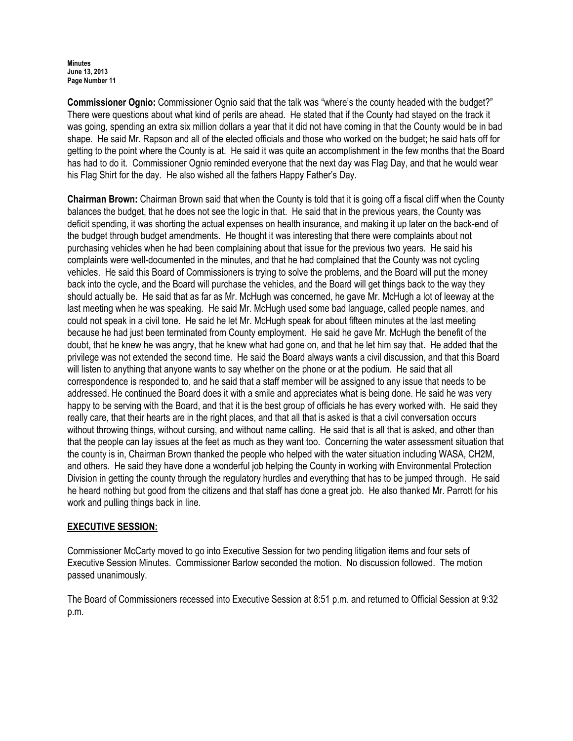**Commissioner Ognio:** Commissioner Ognio said that the talk was "where's the county headed with the budget?" There were questions about what kind of perils are ahead. He stated that if the County had stayed on the track it was going, spending an extra six million dollars a year that it did not have coming in that the County would be in bad shape. He said Mr. Rapson and all of the elected officials and those who worked on the budget; he said hats off for getting to the point where the County is at. He said it was quite an accomplishment in the few months that the Board has had to do it. Commissioner Ognio reminded everyone that the next day was Flag Day, and that he would wear his Flag Shirt for the day. He also wished all the fathers Happy Father's Day.

**Chairman Brown:** Chairman Brown said that when the County is told that it is going off a fiscal cliff when the County balances the budget, that he does not see the logic in that. He said that in the previous years, the County was deficit spending, it was shorting the actual expenses on health insurance, and making it up later on the back-end of the budget through budget amendments. He thought it was interesting that there were complaints about not purchasing vehicles when he had been complaining about that issue for the previous two years. He said his complaints were well-documented in the minutes, and that he had complained that the County was not cycling vehicles. He said this Board of Commissioners is trying to solve the problems, and the Board will put the money back into the cycle, and the Board will purchase the vehicles, and the Board will get things back to the way they should actually be. He said that as far as Mr. McHugh was concerned, he gave Mr. McHugh a lot of leeway at the last meeting when he was speaking. He said Mr. McHugh used some bad language, called people names, and could not speak in a civil tone. He said he let Mr. McHugh speak for about fifteen minutes at the last meeting because he had just been terminated from County employment. He said he gave Mr. McHugh the benefit of the doubt, that he knew he was angry, that he knew what had gone on, and that he let him say that. He added that the privilege was not extended the second time. He said the Board always wants a civil discussion, and that this Board will listen to anything that anyone wants to say whether on the phone or at the podium. He said that all correspondence is responded to, and he said that a staff member will be assigned to any issue that needs to be addressed. He continued the Board does it with a smile and appreciates what is being done. He said he was very happy to be serving with the Board, and that it is the best group of officials he has every worked with. He said they really care, that their hearts are in the right places, and that all that is asked is that a civil conversation occurs without throwing things, without cursing, and without name calling. He said that is all that is asked, and other than that the people can lay issues at the feet as much as they want too. Concerning the water assessment situation that the county is in, Chairman Brown thanked the people who helped with the water situation including WASA, CH2M, and others. He said they have done a wonderful job helping the County in working with Environmental Protection Division in getting the county through the regulatory hurdles and everything that has to be jumped through. He said he heard nothing but good from the citizens and that staff has done a great job. He also thanked Mr. Parrott for his work and pulling things back in line.

## EXECUTIVE SESSION:

Commissioner McCarty moved to go into Executive Session for two pending litigation items and four sets of Executive Session Minutes. Commissioner Barlow seconded the motion. No discussion followed. The motion passed unanimously.

The Board of Commissioners recessed into Executive Session at 8:51 p.m. and returned to Official Session at 9:32 p.m.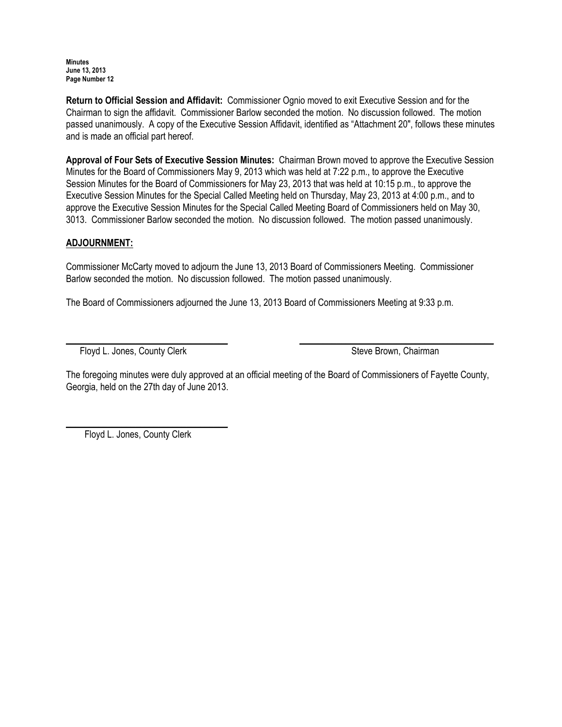**Return to Official Session and Affidavit:** Commissioner Ognio moved to exit Executive Session and for the Chairman to sign the affidavit. Commissioner Barlow seconded the motion. No discussion followed. The motion passed unanimously. A copy of the Executive Session Affidavit, identified as "Attachment 20", follows these minutes and is made an official part hereof.

**Approval of Four Sets of Executive Session Minutes:** Chairman Brown moved to approve the Executive Session Minutes for the Board of Commissioners May 9, 2013 which was held at 7:22 p.m., to approve the Executive Session Minutes for the Board of Commissioners for May 23, 2013 that was held at 10:15 p.m., to approve the Executive Session Minutes for the Special Called Meeting held on Thursday, May 23, 2013 at 4:00 p.m., and to approve the Executive Session Minutes for the Special Called Meeting Board of Commissioners held on May 30, 3013. Commissioner Barlow seconded the motion. No discussion followed. The motion passed unanimously.

**ADJOURNMENT:**

Commissioner McCarty moved to adjourn the June 13, 2013 Board of Commissioners Meeting. Commissioner Barlow seconded the motion. No discussion followed. The motion passed unanimously.

The Board of Commissioners adjourned the June 13, 2013 Board of Commissioners Meeting at 9:33 p.m.

\_\_\_\_\_\_\_\_\_\_\_\_\_\_\_\_\_\_\_\_\_\_\_\_\_\_\_\_\_\_ \_\_\_\_\_\_\_\_\_\_\_\_\_\_\_\_\_\_\_\_\_\_\_\_\_\_\_\_\_\_

Floyd L. Jones, County Clerk Steve Brown, Chairman

The foregoing minutes were duly approved at an official meeting of the Board of Commissioners of Fayette County, Georgia, held on the 27th day of June 2013.

\_\_\_\_\_\_\_\_\_\_\_\_\_\_\_\_\_\_\_\_\_\_\_\_\_\_\_\_\_\_

Floyd L. Jones, County Clerk